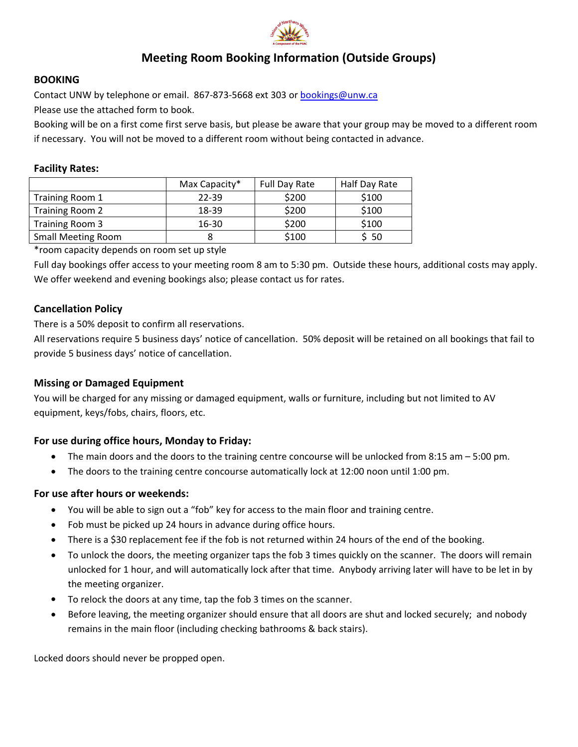# Meeting Room Booking Information (Outside Groups)

**BOOKING**

Contact UNW by telephone or email. 867-873-5668 ext 303 or bookings@unw.ca

Please use the attached form to book.

Booking will be on a first come first serve basis, but please be aware that your group may be moved to a different room if necessary. You will not be moved to a different room without being contacted in advance.

**Facility Rates:**

| | Max Capacity* | Full Day Rate | Half Day Rate |
|---|---|---|---|
| Training Room 1 | 22-39 | $200 | $100 |
| Training Room 2 | 18-39 | $200 | $100 |
| Training Room 3 | 16-30 | $200 | $100 |
| Small Meeting Room | 8 | $100 | $ 50 |

*room capacity depends on room set up style

Full day bookings offer access to your meeting room 8 am to 5:30 pm. Outside these hours, additional costs may apply. We offer weekend and evening bookings also; please contact us for rates.

### Cancellation Policy

There is a 50% deposit to confirm all reservations.

All reservations require 5 business days' notice of cancellation. 50% deposit will be retained on all bookings that fail to provide 5 business days' notice of cancellation.

### Missing or Damaged Equipment

You will be charged for any missing or damaged equipment, walls or furniture, including but not limited to AV equipment, keys/fobs, chairs, floors, etc.

### For use during office hours, Monday to Friday:

- The main doors and the doors to the training centre concourse will be unlocked from 8:15 am – 5:00 pm.
- The doors to the training centre concourse automatically lock at 12:00 noon until 1:00 pm.

### For use after hours or weekends:

- You will be able to sign out a "fob" key for access to the main floor and training centre.
- Fob must be picked up 24 hours in advance during office hours.
- There is a $30 replacement fee if the fob is not returned within 24 hours of the end of the booking.
- To unlock the doors, the meeting organizer taps the fob 3 times quickly on the scanner. The doors will remain unlocked for 1 hour, and will automatically lock after that time. Anybody arriving later will have to be let in by the meeting organizer.
- To relock the doors at any time, tap the fob 3 times on the scanner.
- Before leaving, the meeting organizer should ensure that all doors are shut and locked securely; and nobody remains in the main floor (including checking bathrooms & back stairs).

Locked doors should never be propped open.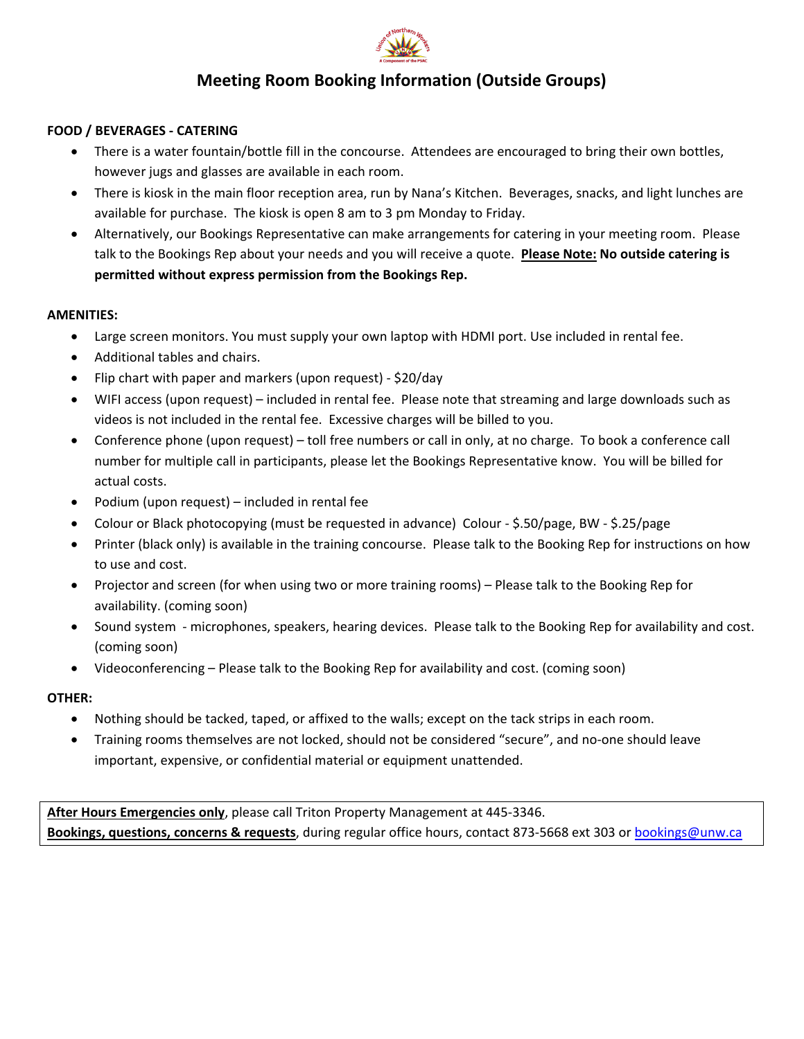# Meeting Room Booking Information (Outside Groups)

**FOOD / BEVERAGES - CATERING**

- There is a water fountain/bottle fill in the concourse. Attendees are encouraged to bring their own bottles, however jugs and glasses are available in each room.
- There is kiosk in the main floor reception area, run by Nana's Kitchen. Beverages, snacks, and light lunches are available for purchase. The kiosk is open 8 am to 3 pm Monday to Friday.
- Alternatively, our Bookings Representative can make arrangements for catering in your meeting room. Please talk to the Bookings Rep about your needs and you will receive a quote. **Please Note: No outside catering is permitted without express permission from the Bookings Rep.**

**AMENITIES:**

- Large screen monitors. You must supply your own laptop with HDMI port. Use included in rental fee.
- Additional tables and chairs.
- Flip chart with paper and markers (upon request) - $20/day
- WIFI access (upon request) – included in rental fee. Please note that streaming and large downloads such as videos is not included in the rental fee. Excessive charges will be billed to you.
- Conference phone (upon request) – toll free numbers or call in only, at no charge. To book a conference call number for multiple call in participants, please let the Bookings Representative know. You will be billed for actual costs.
- Podium (upon request) – included in rental fee
- Colour or Black photocopying (must be requested in advance) Colour - $.50/page, BW - $.25/page
- Printer (black only) is available in the training concourse. Please talk to the Booking Rep for instructions on how to use and cost.
- Projector and screen (for when using two or more training rooms) – Please talk to the Booking Rep for availability. (coming soon)
- Sound system - microphones, speakers, hearing devices. Please talk to the Booking Rep for availability and cost. (coming soon)
- Videoconferencing – Please talk to the Booking Rep for availability and cost. (coming soon)

**OTHER:**

- Nothing should be tacked, taped, or affixed to the walls; except on the tack strips in each room.
- Training rooms themselves are not locked, should not be considered "secure", and no-one should leave important, expensive, or confidential material or equipment unattended.

**After Hours Emergencies only**, please call Triton Property Management at 445-3346.
**Bookings, questions, concerns & requests**, during regular office hours, contact 873-5668 ext 303 or bookings@unw.ca